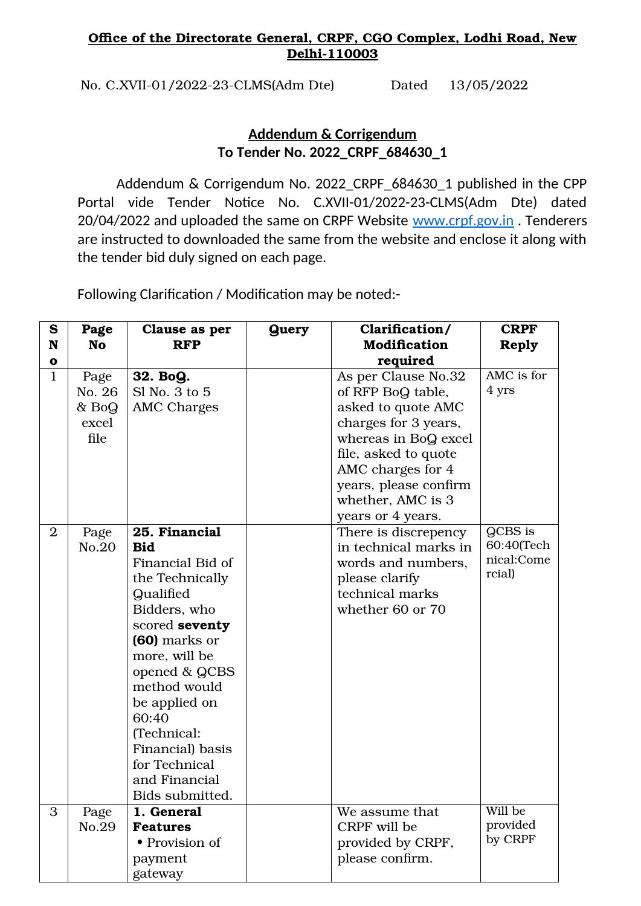**Office of the Directorate General, CRPF, CGO Complex, Lodhi Road, New Delhi-110003**

No. C.XVII-01/2022-23-CLMS(Adm Dte) Dated 13/05/2022

## Addendum & Corrigendum
## To Tender No. 2022_CRPF_684630_1

Addendum & Corrigendum No. 2022_CRPF_684630_1 published in the CPP Portal vide Tender Notice No. C.XVII-01/2022-23-CLMS(Adm Dte) dated 20/04/2022 and uploaded the same on CRPF Website www.crpf.gov.in . Tenderers are instructed to downloaded the same from the website and enclose it along with the tender bid duly signed on each page.

Following Clarification / Modification may be noted:-

| S No | Page No | Clause as per RFP | Query | Clarification/ Modification required | CRPF Reply |
|---|---|---|---|---|---|
| 1 | Page No. 26 & BoQ excel file | **32. BoQ.** Sl No. 3 to 5 AMC Charges | | As per Clause No.32 of RFP BoQ table, asked to quote AMC charges for 3 years, whereas in BoQ excel file, asked to quote AMC charges for 4 years, please confirm whether, AMC is 3 years or 4 years. | AMC is for 4 yrs |
| 2 | Page No.20 | **25. Financial Bid** Financial Bid of the Technically Qualified Bidders, who scored **seventy (60)** marks or more, will be opened & QCBS method would be applied on 60:40 (Technical: Financial) basis for Technical and Financial Bids submitted. | | There is discrepency in technical marks in words and numbers, please clarify technical marks whether 60 or 70 | QCBS is 60:40(Technical:Comercial) |
| 3 | Page No.29 | **1. General Features** • Provision of payment gateway | | We assume that CRPF will be provided by CRPF, please confirm. | Will be provided by CRPF |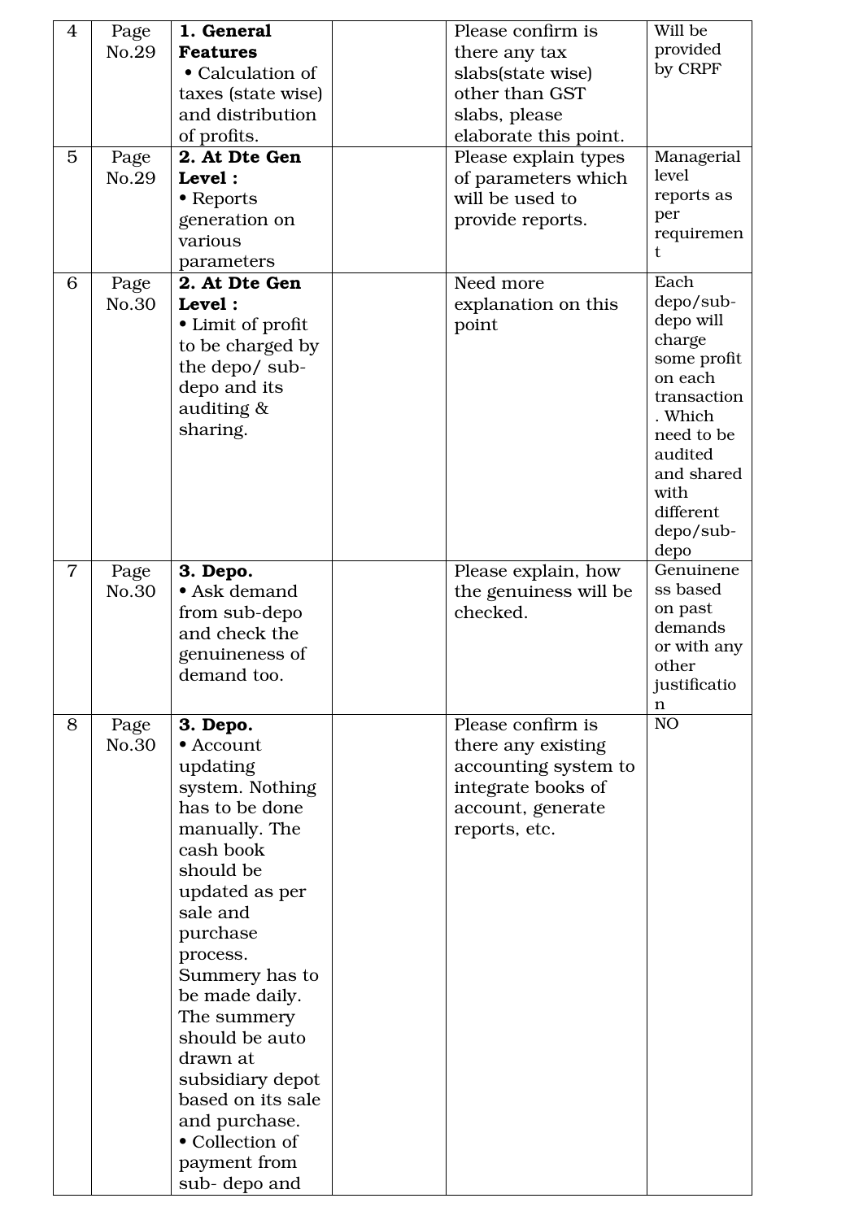| 4 | Page No.29 | **1. General Features** • Calculation of taxes (state wise) and distribution of profits. | | Please confirm is there any tax slabs(state wise) other than GST slabs, please elaborate this point. | Will be provided by CRPF |
|---|---|---|---|---|---|
| 5 | Page No.29 | **2. At Dte Gen Level :** • Reports generation on various parameters | | Please explain types of parameters which will be used to provide reports. | Managerial level reports as per requirement |
| 6 | Page No.30 | **2. At Dte Gen Level :** • Limit of profit to be charged by the depo/ sub-depo and its auditing & sharing. | | Need more explanation on this point | Each depo/sub-depo will charge some profit on each transaction. Which need to be audited and shared with different depo/sub-depo |
| 7 | Page No.30 | **3. Depo.** • Ask demand from sub-depo and check the genuineness of demand too. | | Please explain, how the genuiness will be checked. | Genuineness based on past demands or with any other justification |
| 8 | Page No.30 | **3. Depo.** • Account updating system. Nothing has to be done manually. The cash book should be updated as per sale and purchase process. Summery has to be made daily. The summery should be auto drawn at subsidiary depot based on its sale and purchase. • Collection of payment from sub- depo and | | Please confirm is there any existing accounting system to integrate books of account, generate reports, etc. | NO |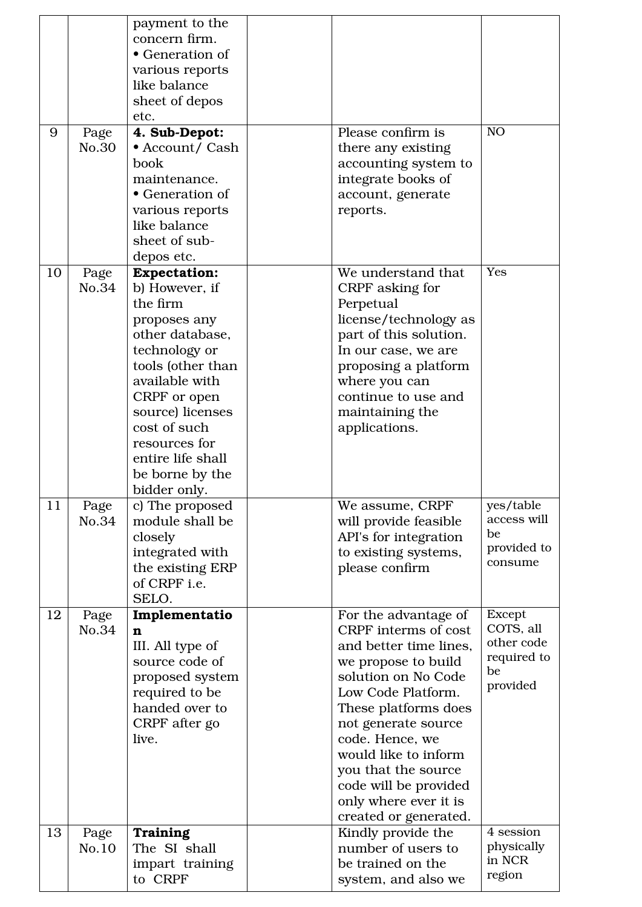| | | | | | |
|---|---|---|---|---|---|
| | | payment to the concern firm.<br>• Generation of various reports like balance sheet of depos etc. | | | |
| 9 | Page No.30 | **4. Sub-Depot:**<br>• Account/ Cash book maintenance.<br>• Generation of various reports like balance sheet of sub-depos etc. | | Please confirm is there any existing accounting system to integrate books of account, generate reports. | NO |
| 10 | Page No.34 | **Expectation:**<br>b) However, if the firm proposes any other database, technology or tools (other than available with CRPF or open source) licenses cost of such resources for entire life shall be borne by the bidder only. | | We understand that CRPF asking for Perpetual license/technology as part of this solution. In our case, we are proposing a platform where you can continue to use and maintaining the applications. | Yes |
| 11 | Page No.34 | c) The proposed module shall be closely integrated with the existing ERP of CRPF i.e. SELO. | | We assume, CRPF will provide feasible API's for integration to existing systems, please confirm | yes/table access will be provided to consume |
| 12 | Page No.34 | **Implementation**<br>III. All type of source code of proposed system required to be handed over to CRPF after go live. | | For the advantage of CRPF interms of cost and better time lines, we propose to build solution on No Code Low Code Platform. These platforms does not generate source code. Hence, we would like to inform you that the source code will be provided only where ever it is created or generated. | Except COTS, all other code required to be provided |
| 13 | Page No.10 | **Training**<br>The SI shall impart training to CRPF | | Kindly provide the number of users to be trained on the system, and also we | 4 session physically in NCR region |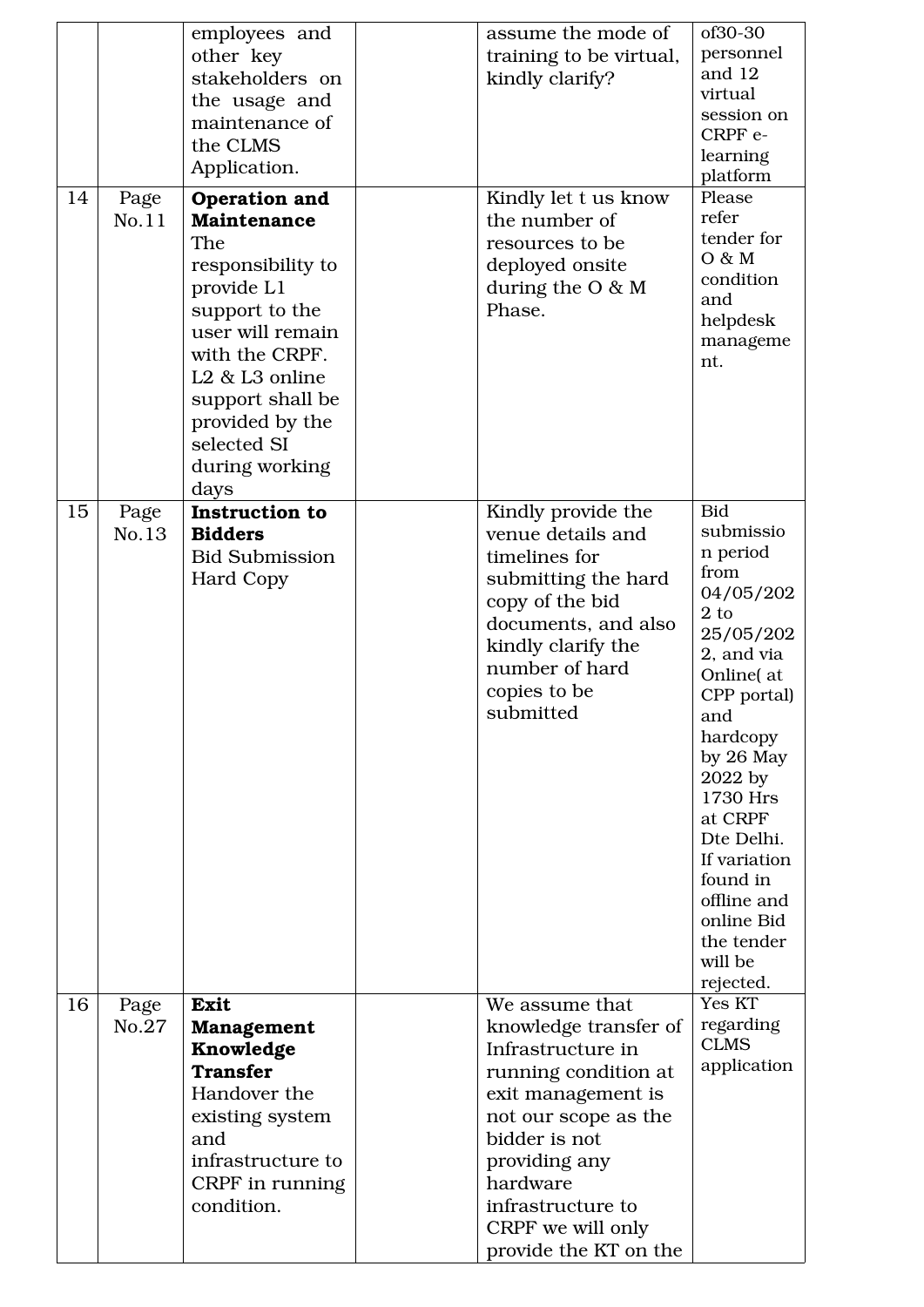| | | | | | |
|---|---|---|---|---|---|
| | | employees and other key stakeholders on the usage and maintenance of the CLMS Application. | | assume the mode of training to be virtual, kindly clarify? | of30-30 personnel and 12 virtual session on CRPF e-learning platform |
| 14 | Page No.11 | **Operation and Maintenance** The responsibility to provide L1 support to the user will remain with the CRPF. L2 & L3 online support shall be provided by the selected SI during working days | | Kindly let t us know the number of resources to be deployed onsite during the O & M Phase. | Please refer tender for O & M condition and helpdesk management. |
| 15 | Page No.13 | **Instruction to Bidders** Bid Submission Hard Copy | | Kindly provide the venue details and timelines for submitting the hard copy of the bid documents, and also kindly clarify the number of hard copies to be submitted | Bid submission period from 04/05/2022 to 25/05/2022, and via Online( at CPP portal) and hardcopy by 26 May 2022 by 1730 Hrs at CRPF Dte Delhi. If variation found in offline and online Bid the tender will be rejected. |
| 16 | Page No.27 | **Exit Management Knowledge Transfer** Handover the existing system and infrastructure to CRPF in running condition. | | We assume that knowledge transfer of Infrastructure in running condition at exit management is not our scope as the bidder is not providing any hardware infrastructure to CRPF we will only provide the KT on the | Yes KT regarding CLMS application |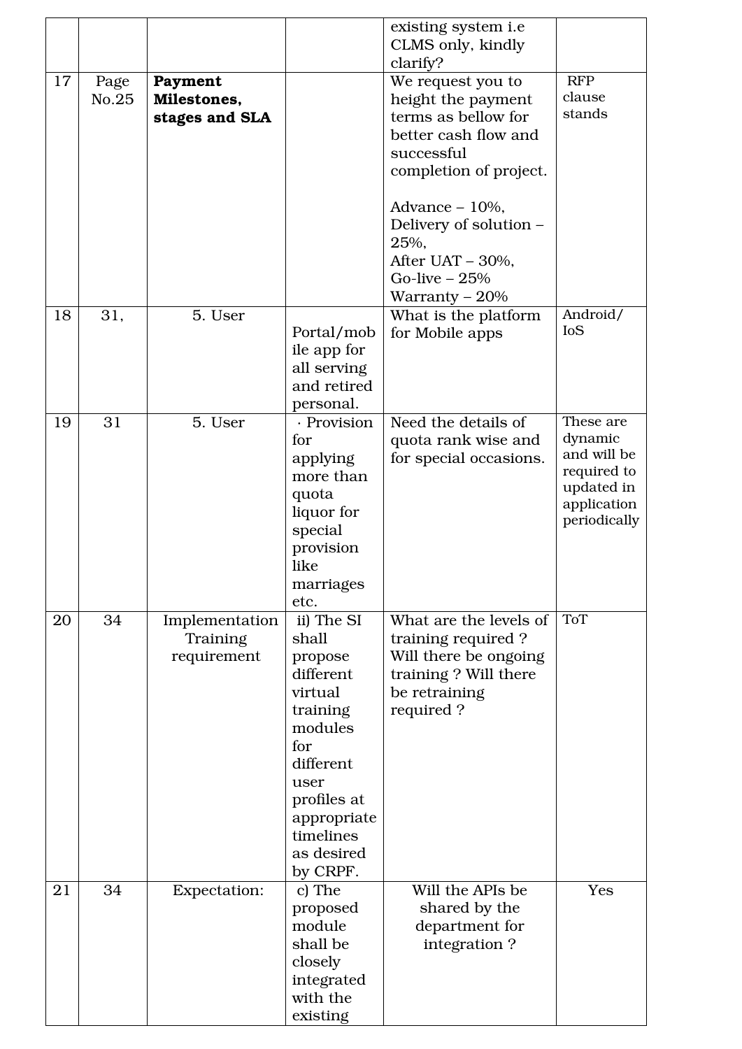| | | | | existing system i.e CLMS only, kindly clarify? | |
|---|---|---|---|---|---|
| 17 | Page No.25 | **Payment Milestones, stages and SLA** | | We request you to height the payment terms as bellow for better cash flow and successful completion of project.<br><br>Advance – 10%,<br>Delivery of solution – 25%,<br>After UAT – 30%,<br>Go-live – 25%<br>Warranty – 20% | RFP clause stands |
| 18 | 31, | 5. User | Portal/mobile app for all serving and retired personal. | What is the platform for Mobile apps | Android/ IoS |
| 19 | 31 | 5. User | · Provision for applying more than quota liquor for special provision like marriages etc. | Need the details of quota rank wise and for special occasions. | These are dynamic and will be required to updated in application periodically |
| 20 | 34 | Implementation Training requirement | ii) The SI shall propose different virtual training modules for different user profiles at appropriate timelines as desired by CRPF. | What are the levels of training required ? Will there be ongoing training ? Will there be retraining required ? | ToT |
| 21 | 34 | Expectation: | c) The proposed module shall be closely integrated with the existing | Will the APIs be shared by the department for integration ? | Yes |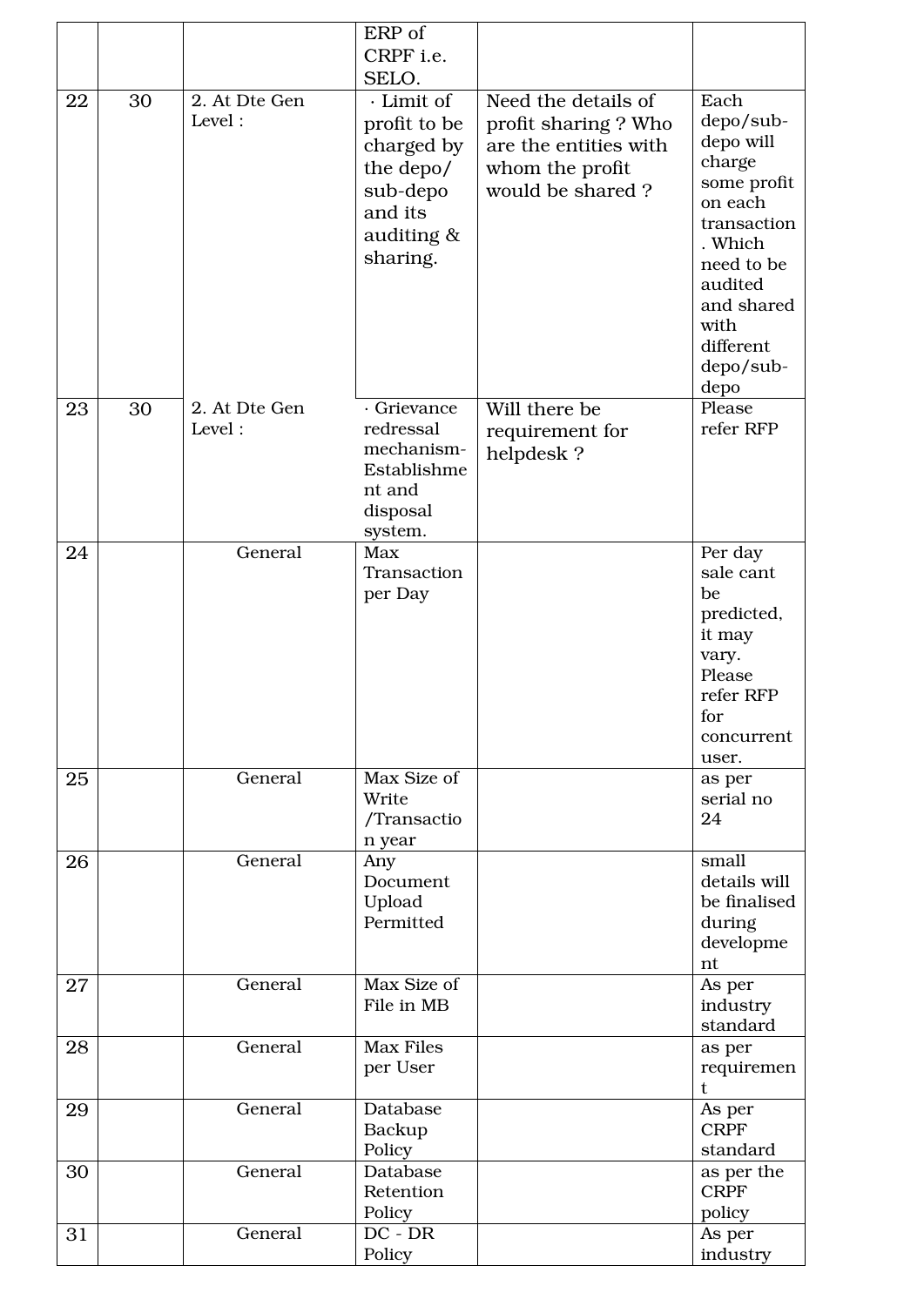|  |  |  | ERP of CRPF i.e. SELO. |  |  |
|---|---|---|---|---|---|
| 22 | 30 | 2. At Dte Gen Level : | · Limit of profit to be charged by the depo/ sub-depo and its auditing & sharing. | Need the details of profit sharing ? Who are the entities with whom the profit would be shared ? | Each depo/sub-depo will charge some profit on each transaction. Which need to be audited and shared with different depo/sub-depo |
| 23 | 30 | 2. At Dte Gen Level : | · Grievance redressal mechanism- Establishment and disposal system. | Will there be requirement for helpdesk ? | Please refer RFP |
| 24 |  | General | Max Transaction per Day |  | Per day sale cant be predicted, it may vary. Please refer RFP for concurrent user. |
| 25 |  | General | Max Size of Write /Transaction year |  | as per serial no 24 |
| 26 |  | General | Any Document Upload Permitted |  | small details will be finalised during development |
| 27 |  | General | Max Size of File in MB |  | As per industry standard |
| 28 |  | General | Max Files per User |  | as per requirement |
| 29 |  | General | Database Backup Policy |  | As per CRPF standard |
| 30 |  | General | Database Retention Policy |  | as per the CRPF policy |
| 31 |  | General | DC - DR Policy |  | As per industry |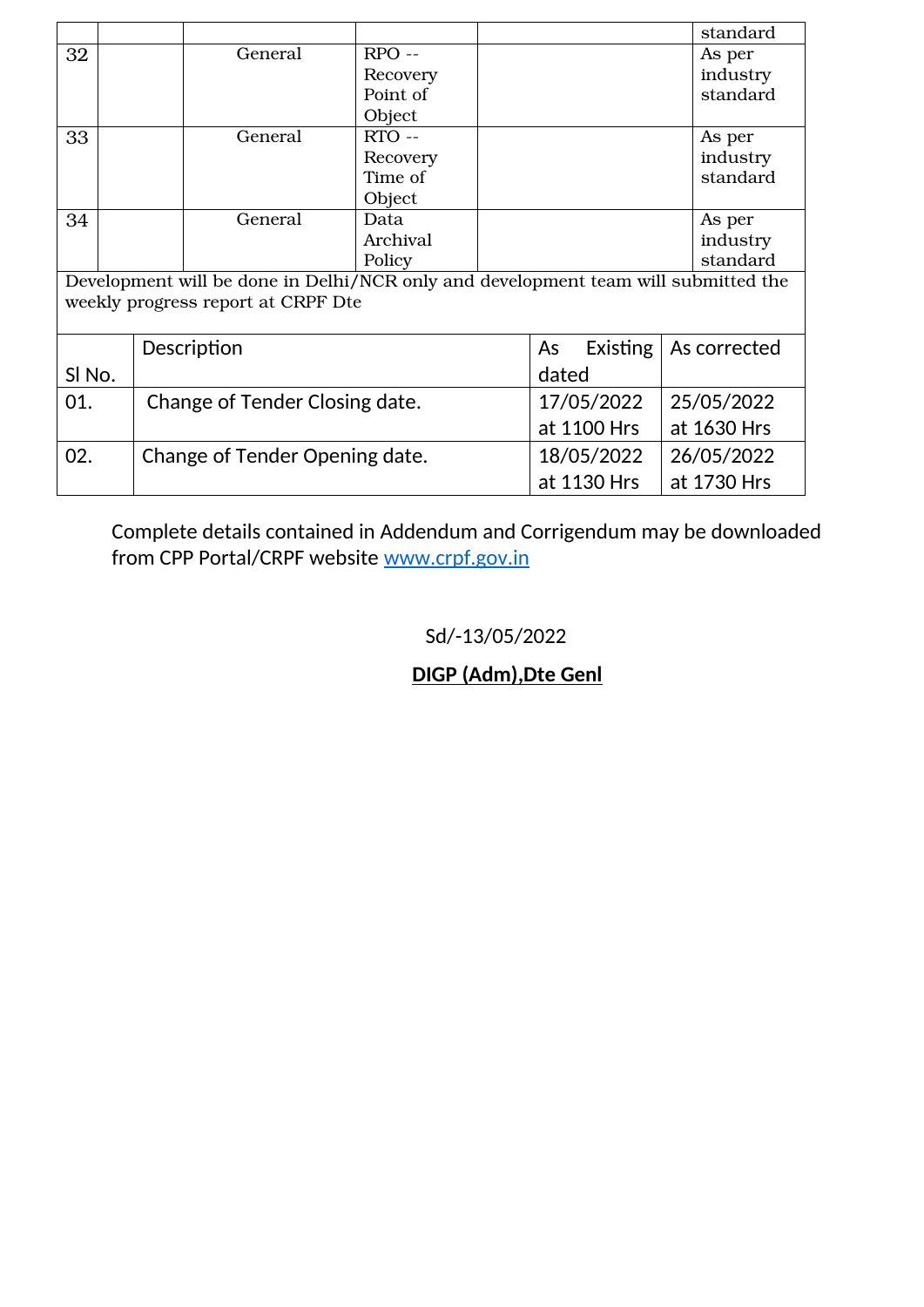| | | | | | |
|---|---|---|---|---|---|
| | | | | | standard |
| 32 | | General | RPO -- Recovery Point of Object | | As per industry standard |
| 33 | | General | RTO -- Recovery Time of Object | | As per industry standard |
| 34 | | General | Data Archival Policy | | As per industry standard |

Development will be done in Delhi/NCR only and development team will submitted the weekly progress report at CRPF Dte

| Sl No. | Description | As Existing dated | As corrected |
|---|---|---|---|
| 01. | Change of Tender Closing date. | 17/05/2022 at 1100 Hrs | 25/05/2022 at 1630 Hrs |
| 02. | Change of Tender Opening date. | 18/05/2022 at 1130 Hrs | 26/05/2022 at 1730 Hrs |

Complete details contained in Addendum and Corrigendum may be downloaded from CPP Portal/CRPF website www.crpf.gov.in

Sd/-13/05/2022

**DIGP (Adm),Dte Genl**